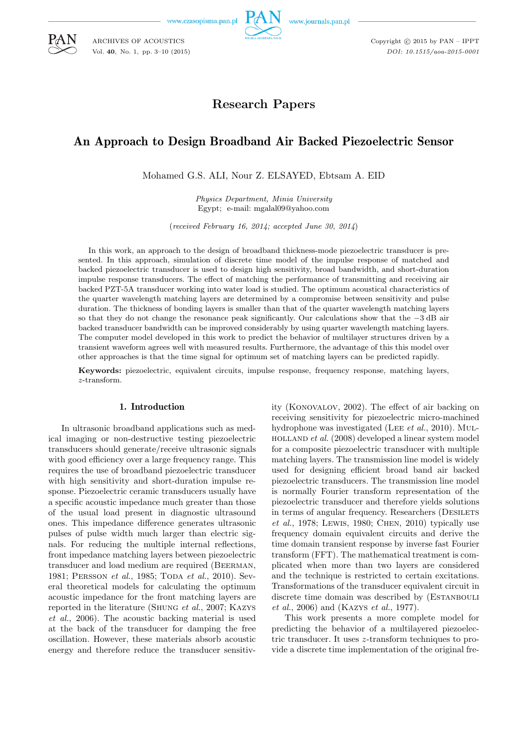# Research Papers

## An Approach to Design Broadband Air Backed Piezoelectric Sensor

Mohamed G.S. ALI, Nour Z. ELSAYED, Ebtsam A. EID

*Physics Department, Minia University*
Egypt; e-mail: mgalal09@yahoo.com

(*received February 16, 2014; accepted June 30, 2014*)

In this work, an approach to the design of broadband thickness-mode piezoelectric transducer is presented. In this approach, simulation of discrete time model of the impulse response of matched and backed piezoelectric transducer is used to design high sensitivity, broad bandwidth, and short-duration impulse response transducers. The effect of matching the performance of transmitting and receiving air backed PZT-5A transducer working into water load is studied. The optimum acoustical characteristics of the quarter wavelength matching layers are determined by a compromise between sensitivity and pulse duration. The thickness of bonding layers is smaller than that of the quarter wavelength matching layers so that they do not change the resonance peak significantly. Our calculations show that the −3 dB air backed transducer bandwidth can be improved considerably by using quarter wavelength matching layers. The computer model developed in this work to predict the behavior of multilayer structures driven by a transient waveform agrees well with measured results. Furthermore, the advantage of this this model over other approaches is that the time signal for optimum set of matching layers can be predicted rapidly.

**Keywords:** piezoelectric, equivalent circuits, impulse response, frequency response, matching layers, $z$-transform.

### 1. Introduction

In ultrasonic broadband applications such as medical imaging or non-destructive testing piezoelectric transducers should generate/receive ultrasonic signals with good efficiency over a large frequency range. This requires the use of broadband piezoelectric transducer with high sensitivity and short-duration impulse response. Piezoelectric ceramic transducers usually have a specific acoustic impedance much greater than those of the usual load present in diagnostic ultrasound ones. This impedance difference generates ultrasonic pulses of pulse width much larger than electric signals. For reducing the multiple internal reflections, front impedance matching layers between piezoelectric transducer and load medium are required (Beerman, 1981; Persson *et al.*, 1985; Toda *et al.*, 2010). Several theoretical models for calculating the optimum acoustic impedance for the front matching layers are reported in the literature (Shung *et al.*, 2007; Kazys *et al.*, 2006). The acoustic backing material is used at the back of the transducer for damping the free oscillation. However, these materials absorb acoustic energy and therefore reduce the transducer sensitivity (Konovalov, 2002). The effect of air backing on receiving sensitivity for piezoelectric micro-machined hydrophone was investigated (Lee *et al.*, 2010). Mulholland *et al.* (2008) developed a linear system model for a composite piezoelectric transducer with multiple matching layers. The transmission line model is widely used for designing efficient broad band air backed piezoelectric transducers. The transmission line model is normally Fourier transform representation of the piezoelectric transducer and therefore yields solutions in terms of angular frequency. Researchers (Desilets *et al.*, 1978; Lewis, 1980; Chen, 2010) typically use frequency domain equivalent circuits and derive the time domain transient response by inverse fast Fourier transform (FFT). The mathematical treatment is complicated when more than two layers are considered and the technique is restricted to certain excitations. Transformations of the transducer equivalent circuit in discrete time domain was described by (Estanbouli *et al.*, 2006) and (Kazys *et al.*, 1977).

This work presents a more complete model for predicting the behavior of a multilayered piezoelectric transducer. It uses $z$-transform techniques to provide a discrete time implementation of the original fre-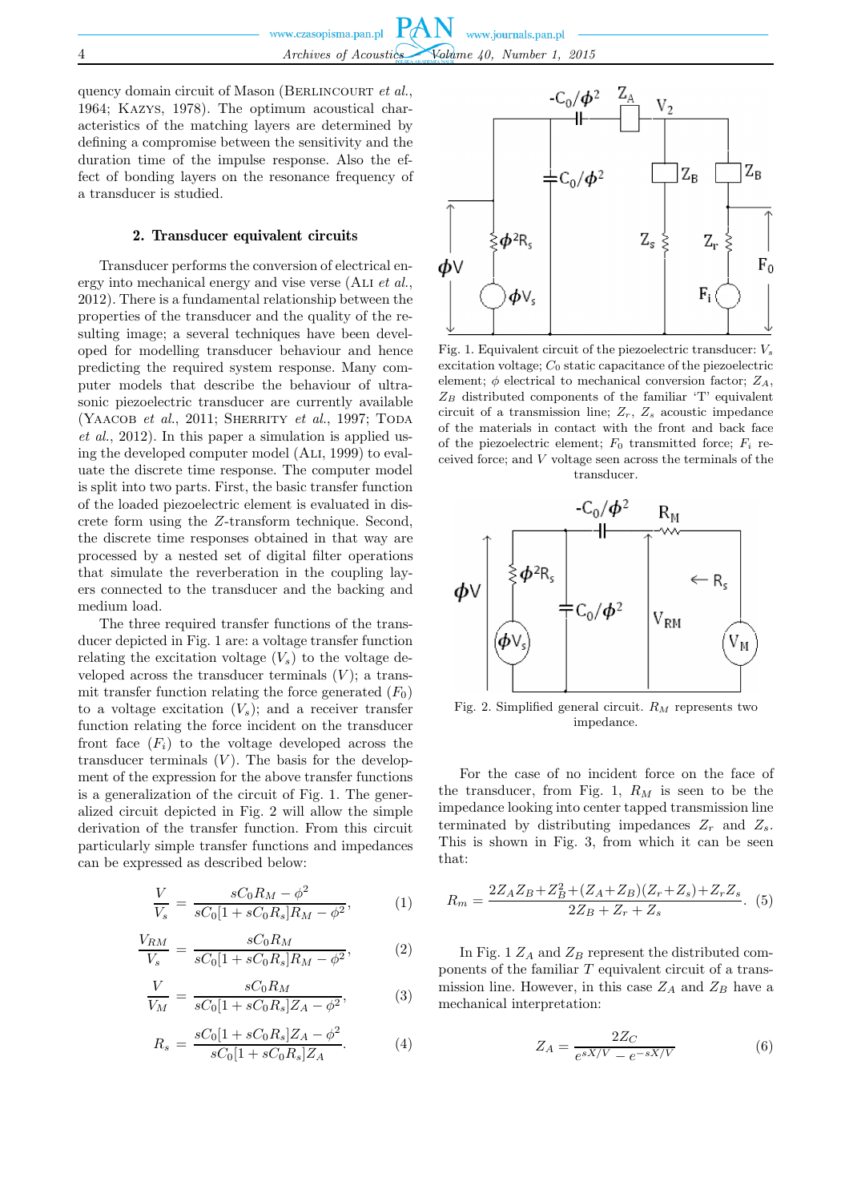quency domain circuit of Mason (Berlincourt *et al.*, 1964; Kazys, 1978). The optimum acoustical characteristics of the matching layers are determined by defining a compromise between the sensitivity and the duration time of the impulse response. Also the effect of bonding layers on the resonance frequency of a transducer is studied.

## 2. Transducer equivalent circuits

Transducer performs the conversion of electrical energy into mechanical energy and vise verse (Ali *et al.*, 2012). There is a fundamental relationship between the properties of the transducer and the quality of the resulting image; a several techniques have been developed for modelling transducer behaviour and hence predicting the required system response. Many computer models that describe the behaviour of ultrasonic piezoelectric transducer are currently available (Yaacob *et al.*, 2011; Sherrity *et al.*, 1997; Toda *et al.*, 2012). In this paper a simulation is applied using the developed computer model (Ali, 1999) to evaluate the discrete time response. The computer model is split into two parts. First, the basic transfer function of the loaded piezoelectric element is evaluated in discrete form using the $Z$-transform technique. Second, the discrete time responses obtained in that way are processed by a nested set of digital filter operations that simulate the reverberation in the coupling layers connected to the transducer and the backing and medium load.

The three required transfer functions of the transducer depicted in Fig. 1 are: a voltage transfer function relating the excitation voltage ($V_s$) to the voltage developed across the transducer terminals ($V$); a transmit transfer function relating the force generated ($F_0$) to a voltage excitation ($V_s$); and a receiver transfer function relating the force incident on the transducer front face ($F_i$) to the voltage developed across the transducer terminals ($V$). The basis for the development of the expression for the above transfer functions is a generalization of the circuit of Fig. 1. The generalized circuit depicted in Fig. 2 will allow the simple derivation of the transfer function. From this circuit particularly simple transfer functions and impedances can be expressed as described below:

$$\frac{V}{V_s} = \frac{sC_0R_M - \phi^2}{sC_0[1 + sC_0R_s]R_M - \phi^2}, \tag{1}$$

$$\frac{V_{RM}}{V_s} = \frac{sC_0R_M}{sC_0[1 + sC_0R_s]R_M - \phi^2}, \tag{2}$$

$$\frac{V}{V_M} = \frac{sC_0R_M}{sC_0[1 + sC_0R_s]Z_A - \phi^2}, \tag{3}$$

$$R_s = \frac{sC_0[1 + sC_0R_s]Z_A - \phi^2}{sC_0[1 + sC_0R_s]Z_A}. \tag{4}$$

Fig. 1. Equivalent circuit of the piezoelectric transducer: $V_s$ excitation voltage; $C_0$ static capacitance of the piezoelectric element; $\phi$ electrical to mechanical conversion factor; $Z_A$, $Z_B$ distributed components of the familiar 'T' equivalent circuit of a transmission line; $Z_r$, $Z_s$ acoustic impedance of the materials in contact with the front and back face of the piezoelectric element; $F_0$ transmitted force; $F_i$ received force; and $V$ voltage seen across the terminals of the transducer.

Fig. 2. Simplified general circuit. $R_M$ represents two impedance.

For the case of no incident force on the face of the transducer, from Fig. 1, $R_M$ is seen to be the impedance looking into center tapped transmission line terminated by distributing impedances $Z_r$ and $Z_s$. This is shown in Fig. 3, from which it can be seen that:

$$R_m = \frac{2Z_AZ_B + Z_B^2 + (Z_A + Z_B)(Z_r + Z_s) + Z_rZ_s}{2Z_B + Z_r + Z_s}. \tag{5}$$

In Fig. 1 $Z_A$ and $Z_B$ represent the distributed components of the familiar $T$ equivalent circuit of a transmission line. However, in this case $Z_A$ and $Z_B$ have a mechanical interpretation:

$$Z_A = \frac{2Z_C}{e^{sX/V} - e^{-sX/V}} \tag{6}$$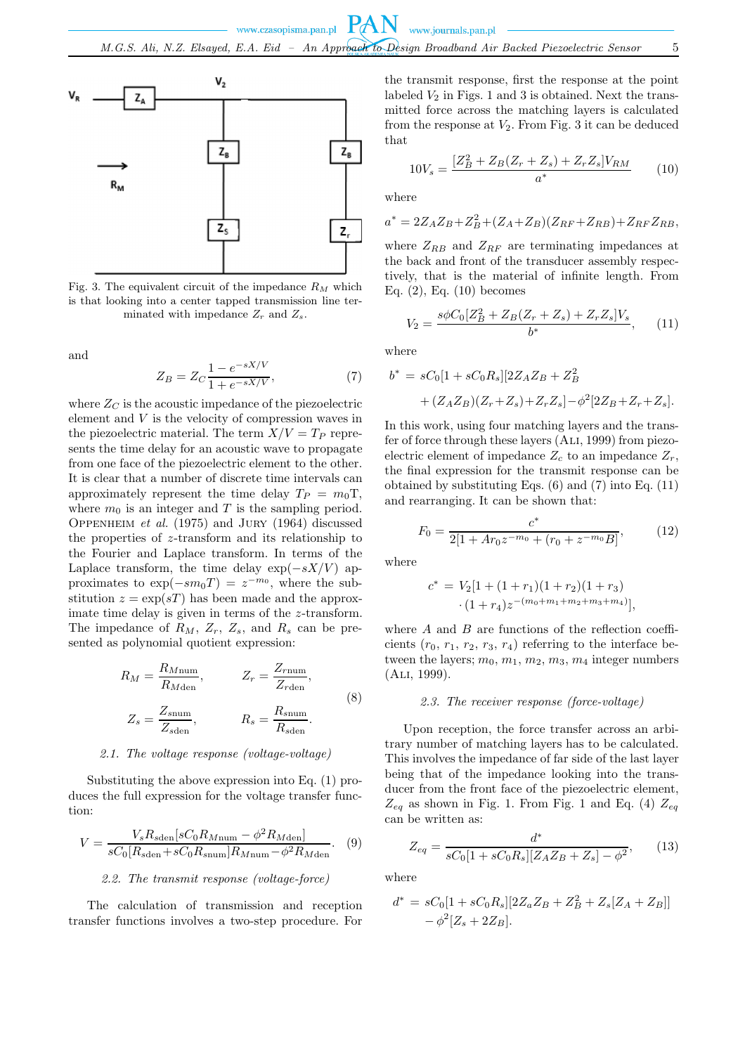Fig. 3. The equivalent circuit of the impedance $R_M$ which is that looking into a center tapped transmission line terminated with impedance $Z_r$ and $Z_s$.

and

$$Z_B = Z_C \frac{1 - e^{-sX/V}}{1 + e^{-sX/V}}, \tag{7}$$

where $Z_C$ is the acoustic impedance of the piezoelectric element and $V$ is the velocity of compression waves in the piezoelectric material. The term $X/V = T_P$ represents the time delay for an acoustic wave to propagate from one face of the piezoelectric element to the other. It is clear that a number of discrete time intervals can approximately represent the time delay $T_P = m_0 T$, where $m_0$ is an integer and $T$ is the sampling period. Oppenheim *et al.* (1975) and Jury (1964) discussed the properties of $z$-transform and its relationship to the Fourier and Laplace transform. In terms of the Laplace transform, the time delay $\exp(-sX/V)$ approximates to $\exp(-sm_0T) = z^{-m_0}$, where the substitution $z = \exp(sT)$ has been made and the approximate time delay is given in terms of the $z$-transform. The impedance of $R_M$, $Z_r$, $Z_s$, and $R_s$ can be presented as polynomial quotient expression:

$$R_M = \frac{R_{M\mathrm{num}}}{R_{M\mathrm{den}}}, \qquad Z_r = \frac{Z_{r\mathrm{num}}}{Z_{r\mathrm{den}}},$$
$$Z_s = \frac{Z_{s\mathrm{num}}}{Z_{s\mathrm{den}}}, \qquad R_s = \frac{R_{s\mathrm{num}}}{R_{s\mathrm{den}}}. \tag{8}$$

### 2.1. The voltage response (voltage-voltage)

Substituting the above expression into Eq. (1) produces the full expression for the voltage transfer function:

$$V = \frac{V_s R_{s\mathrm{den}}[sC_0 R_{M\mathrm{num}} - \phi^2 R_{M\mathrm{den}}]}{sC_0[R_{s\mathrm{den}} + sC_0 R_{s\mathrm{num}}]R_{M\mathrm{num}} - \phi^2 R_{M\mathrm{den}}}. \tag{9}$$

### 2.2. The transmit response (voltage-force)

The calculation of transmission and reception transfer functions involves a two-step procedure. For the transmit response, first the response at the point labeled $V_2$ in Figs. 1 and 3 is obtained. Next the transmitted force across the matching layers is calculated from the response at $V_2$. From Fig. 3 it can be deduced that

$$10V_s = \frac{[Z_B^2 + Z_B(Z_r + Z_s) + Z_r Z_s]V_{RM}}{a^*} \tag{10}$$

where

$$a^* = 2Z_A Z_B + Z_B^2 + (Z_A + Z_B)(Z_{RF} + Z_{RB}) + Z_{RF} Z_{RB},$$

where $Z_{RB}$ and $Z_{RF}$ are terminating impedances at the back and front of the transducer assembly respectively, that is the material of infinite length. From Eq. (2), Eq. (10) becomes

$$V_2 = \frac{s\phi C_0[Z_B^2 + Z_B(Z_r + Z_s) + Z_r Z_s]V_s}{b^*}, \tag{11}$$

where

$$b^* = sC_0[1 + sC_0 R_s][2Z_A Z_B + Z_B^2 + (Z_A Z_B)(Z_r + Z_s) + Z_r Z_s] - \phi^2[2Z_B + Z_r + Z_s].$$

In this work, using four matching layers and the transfer of force through these layers (Ali, 1999) from piezoelectric element of impedance $Z_c$ to an impedance $Z_r$, the final expression for the transmit response can be obtained by substituting Eqs. (6) and (7) into Eq. (11) and rearranging. It can be shown that:

$$F_0 = \frac{c^*}{2[1 + Ar_0 z^{-m_0} + (r_0 + z^{-m_0} B]}, \tag{12}$$

where

$$c^* = V_2[1 + (1 + r_1)(1 + r_2)(1 + r_3) \cdot (1 + r_4) z^{-(m_0 + m_1 + m_2 + m_3 + m_4)}],$$

where $A$ and $B$ are functions of the reflection coefficients $(r_0, r_1, r_2, r_3, r_4)$ referring to the interface between the layers; $m_0$, $m_1$, $m_2$, $m_3$, $m_4$ integer numbers (Ali, 1999).

### 2.3. The receiver response (force-voltage)

Upon reception, the force transfer across an arbitrary number of matching layers has to be calculated. This involves the impedance of far side of the last layer being that of the impedance looking into the transducer from the front face of the piezoelectric element, $Z_{eq}$ as shown in Fig. 1. From Fig. 1 and Eq. (4) $Z_{eq}$ can be written as:

$$Z_{eq} = \frac{d^*}{sC_0[1 + sC_0 R_s][Z_A Z_B + Z_s] - \phi^2}, \tag{13}$$

where

$$d^* = sC_0[1 + sC_0 R_s][2Z_a Z_B + Z_B^2 + Z_s[Z_A + Z_B]] - \phi^2[Z_s + 2Z_B].$$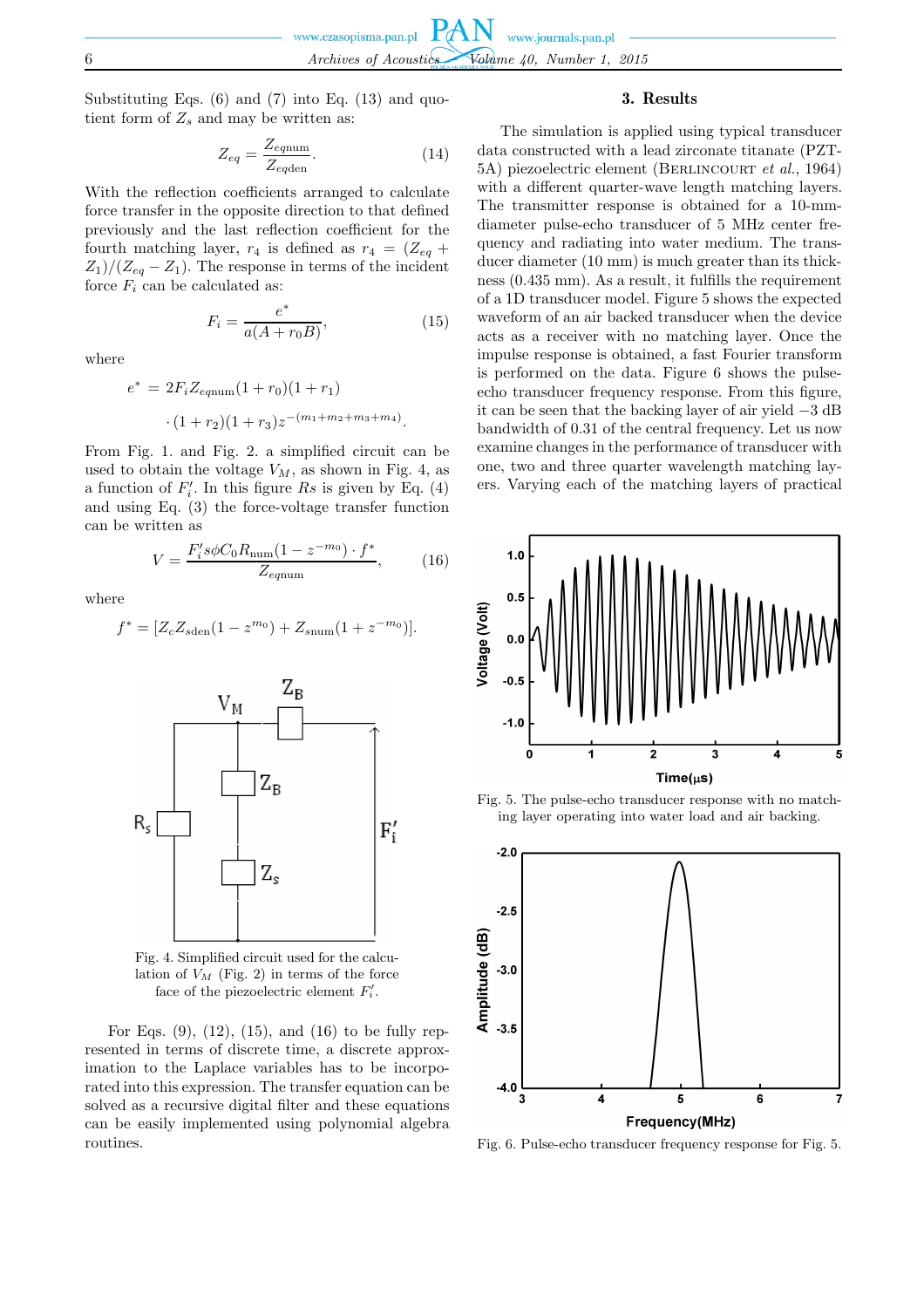Substituting Eqs. (6) and (7) into Eq. (13) and quotient form of $Z_s$ and may be written as:

$$Z_{eq} = \frac{Z_{eqnum}}{Z_{eqden}}. \tag{14}$$

With the reflection coefficients arranged to calculate force transfer in the opposite direction to that defined previously and the last reflection coefficient for the fourth matching layer, $r_4$ is defined as $r_4 = (Z_{eq} + Z_1)/(Z_{eq} - Z_1)$. The response in terms of the incident force $F_i$ can be calculated as:

$$F_i = \frac{e^*}{a(A + r_0 B)}, \tag{15}$$

where

$$e^* = 2F_i Z_{eqnum}(1 + r_0)(1 + r_1) \cdot (1 + r_2)(1 + r_3) z^{-(m_1+m_2+m_3+m_4)}.$$

From Fig. 1. and Fig. 2. a simplified circuit can be used to obtain the voltage $V_M$, as shown in Fig. 4, as a function of $F_i'$. In this figure $Rs$ is given by Eq. (4) and using Eq. (3) the force-voltage transfer function can be written as

$$V = \frac{F_i' s\phi C_0 R_{\text{num}}(1 - z^{-m_0}) \cdot f^*}{Z_{eqnum}}, \tag{16}$$

where

$$f^* = [Z_c Z_{\text{sden}}(1 - z^{m_0}) + Z_{\text{snum}}(1 + z^{-m_0})].$$

Fig. 4. Simplified circuit used for the calculation of $V_M$ (Fig. 2) in terms of the force face of the piezoelectric element $F_i'$.

For Eqs. (9), (12), (15), and (16) to be fully represented in terms of discrete time, a discrete approximation to the Laplace variables has to be incorporated into this expression. The transfer equation can be solved as a recursive digital filter and these equations can be easily implemented using polynomial algebra routines.

## 3. Results

The simulation is applied using typical transducer data constructed with a lead zirconate titanate (PZT-5A) piezoelectric element (Berlincourt *et al.*, 1964) with a different quarter-wave length matching layers. The transmitter response is obtained for a 10-mm-diameter pulse-echo transducer of 5 MHz center frequency and radiating into water medium. The transducer diameter (10 mm) is much greater than its thickness (0.435 mm). As a result, it fulfills the requirement of a 1D transducer model. Figure 5 shows the expected waveform of an air backed transducer when the device acts as a receiver with no matching layer. Once the impulse response is obtained, a fast Fourier transform is performed on the data. Figure 6 shows the pulse-echo transducer frequency response. From this figure, it can be seen that the backing layer of air yield −3 dB bandwidth of 0.31 of the central frequency. Let us now examine changes in the performance of transducer with one, two and three quarter wavelength matching layers. Varying each of the matching layers of practical

Fig. 5. The pulse-echo transducer response with no matching layer operating into water load and air backing.

Fig. 6. Pulse-echo transducer frequency response for Fig. 5.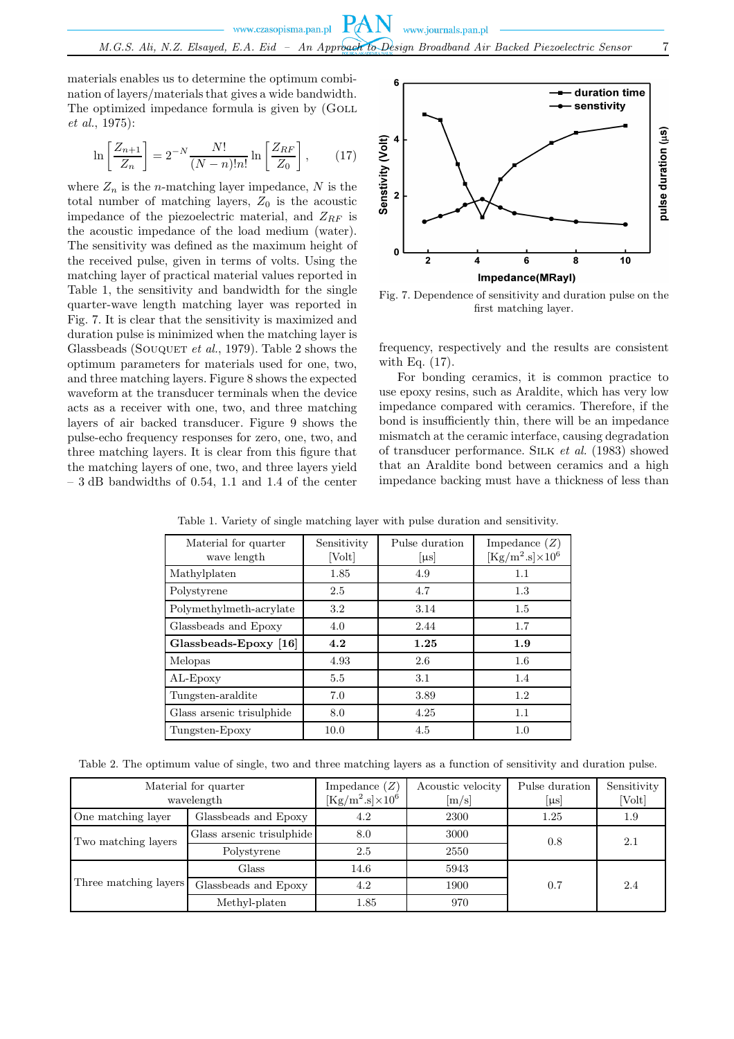materials enables us to determine the optimum combination of layers/materials that gives a wide bandwidth. The optimized impedance formula is given by (Goll *et al.*, 1975):

$$\ln\left[\frac{Z_{n+1}}{Z_n}\right] = 2^{-N}\frac{N!}{(N-n)!n!}\ln\left[\frac{Z_{RF}}{Z_0}\right], \qquad (17)$$

where $Z_n$ is the $n$-matching layer impedance, $N$ is the total number of matching layers, $Z_0$ is the acoustic impedance of the piezoelectric material, and $Z_{RF}$ is the acoustic impedance of the load medium (water). The sensitivity was defined as the maximum height of the received pulse, given in terms of volts. Using the matching layer of practical material values reported in Table 1, the sensitivity and bandwidth for the single quarter-wave length matching layer was reported in Fig. 7. It is clear that the sensitivity is maximized and duration pulse is minimized when the matching layer is Glassbeads (Souquet *et al.*, 1979). Table 2 shows the optimum parameters for materials used for one, two, and three matching layers. Figure 8 shows the expected waveform at the transducer terminals when the device acts as a receiver with one, two, and three matching layers of air backed transducer. Figure 9 shows the pulse-echo frequency responses for zero, one, two, and three matching layers. It is clear from this figure that the matching layers of one, two, and three layers yield – 3 dB bandwidths of 0.54, 1.1 and 1.4 of the center frequency, respectively and the results are consistent with Eq. (17).

Fig. 7. Dependence of sensitivity and duration pulse on the first matching layer.

For bonding ceramics, it is common practice to use epoxy resins, such as Araldite, which has very low impedance compared with ceramics. Therefore, if the bond is insufficiently thin, there will be an impedance mismatch at the ceramic interface, causing degradation of transducer performance. Silk *et al.* (1983) showed that an Araldite bond between ceramics and a high impedance backing must have a thickness of less than

Table 1. Variety of single matching layer with pulse duration and sensitivity.

| Material for quarter wave length | Sensitivity [Volt] | Pulse duration [μs] | Impedance ($Z$) [Kg/m$^2$.s]×10$^6$ |
|---|---|---|---|
| Mathylplaten | 1.85 | 4.9 | 1.1 |
| Polystyrene | 2.5 | 4.7 | 1.3 |
| Polymethylmeth-acrylate | 3.2 | 3.14 | 1.5 |
| Glassbeads and Epoxy | 4.0 | 2.44 | 1.7 |
| **Glassbeads-Epoxy [16]** | **4.2** | **1.25** | **1.9** |
| Melopas | 4.93 | 2.6 | 1.6 |
| AL-Epoxy | 5.5 | 3.1 | 1.4 |
| Tungsten-araldite | 7.0 | 3.89 | 1.2 |
| Glass arsenic trisulphide | 8.0 | 4.25 | 1.1 |
| Tungsten-Epoxy | 10.0 | 4.5 | 1.0 |

Table 2. The optimum value of single, two and three matching layers as a function of sensitivity and duration pulse.

| Material for quarter wavelength | | Impedance ($Z$) [Kg/m$^2$.s]×10$^6$ | Acoustic velocity [m/s] | Pulse duration [μs] | Sensitivity [Volt] |
|---|---|---|---|---|---|
| One matching layer | Glassbeads and Epoxy | 4.2 | 2300 | 1.25 | 1.9 |
| Two matching layers | Glass arsenic trisulphide | 8.0 | 3000 | 0.8 | 2.1 |
| | Polystyrene | 2.5 | 2550 | | |
| Three matching layers | Glass | 14.6 | 5943 | 0.7 | 2.4 |
| | Glassbeads and Epoxy | 4.2 | 1900 | | |
| | Methyl-platen | 1.85 | 970 | | |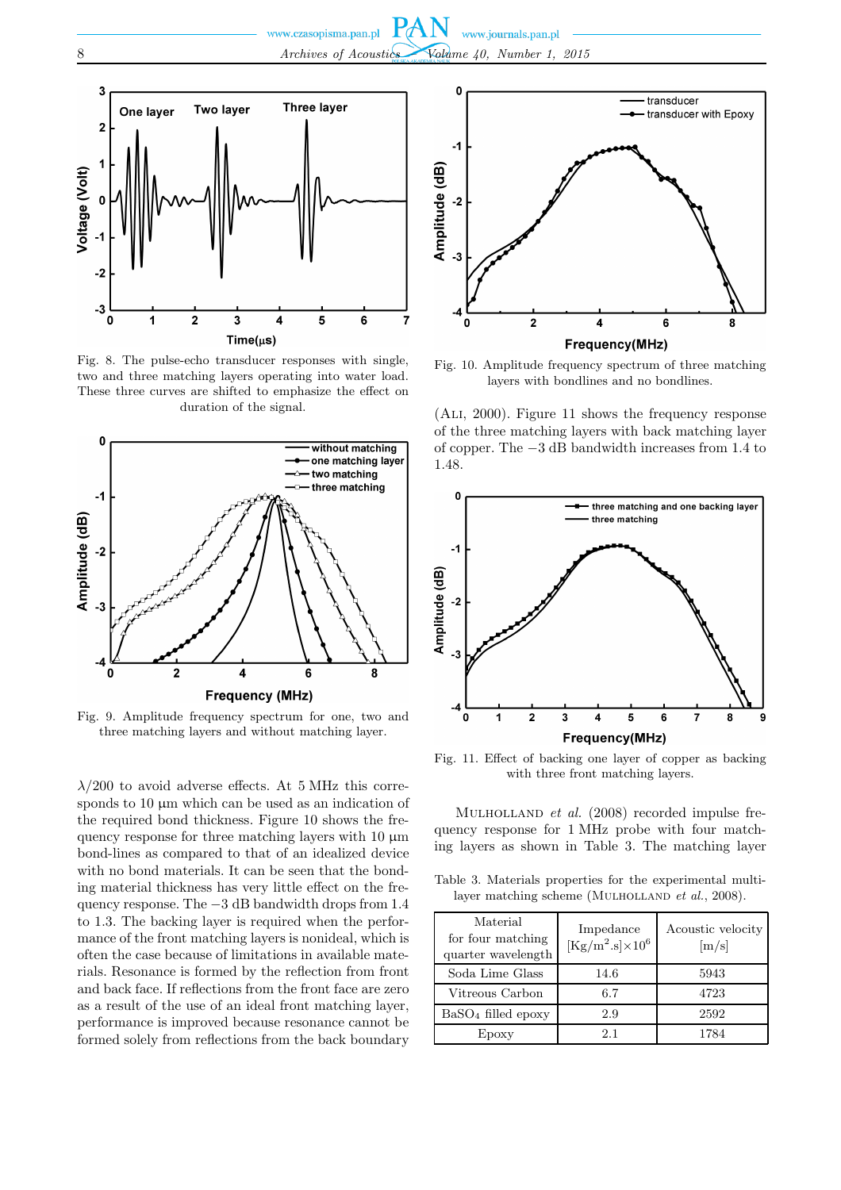Fig. 8. The pulse-echo transducer responses with single, two and three matching layers operating into water load. These three curves are shifted to emphasize the effect on duration of the signal.

Fig. 9. Amplitude frequency spectrum for one, two and three matching layers and without matching layer.

$\lambda/200$ to avoid adverse effects. At 5 MHz this corresponds to 10 μm which can be used as an indication of the required bond thickness. Figure 10 shows the frequency response for three matching layers with 10 μm bond-lines as compared to that of an idealized device with no bond materials. It can be seen that the bonding material thickness has very little effect on the frequency response. The −3 dB bandwidth drops from 1.4 to 1.3. The backing layer is required when the performance of the front matching layers is nonideal, which is often the case because of limitations in available materials. Resonance is formed by the reflection from front and back face. If reflections from the front face are zero as a result of the use of an ideal front matching layer, performance is improved because resonance cannot be formed solely from reflections from the back boundary

Fig. 10. Amplitude frequency spectrum of three matching layers with bondlines and no bondlines.

(Ali, 2000). Figure 11 shows the frequency response of the three matching layers with back matching layer of copper. The −3 dB bandwidth increases from 1.4 to 1.48.

Fig. 11. Effect of backing one layer of copper as backing with three front matching layers.

Mulholland *et al.* (2008) recorded impulse frequency response for 1 MHz probe with four matching layers as shown in Table 3. The matching layer

Table 3. Materials properties for the experimental multi-layer matching scheme (Mulholland *et al.*, 2008).

| Material for four matching quarter wavelength | Impedance $[\mathrm{Kg/m^2.s}]\times 10^6$ | Acoustic velocity [m/s] |
|---|---|---|
| Soda Lime Glass | 14.6 | 5943 |
| Vitreous Carbon | 6.7 | 4723 |
| $BaSO_4$ filled epoxy | 2.9 | 2592 |
| Epoxy | 2.1 | 1784 |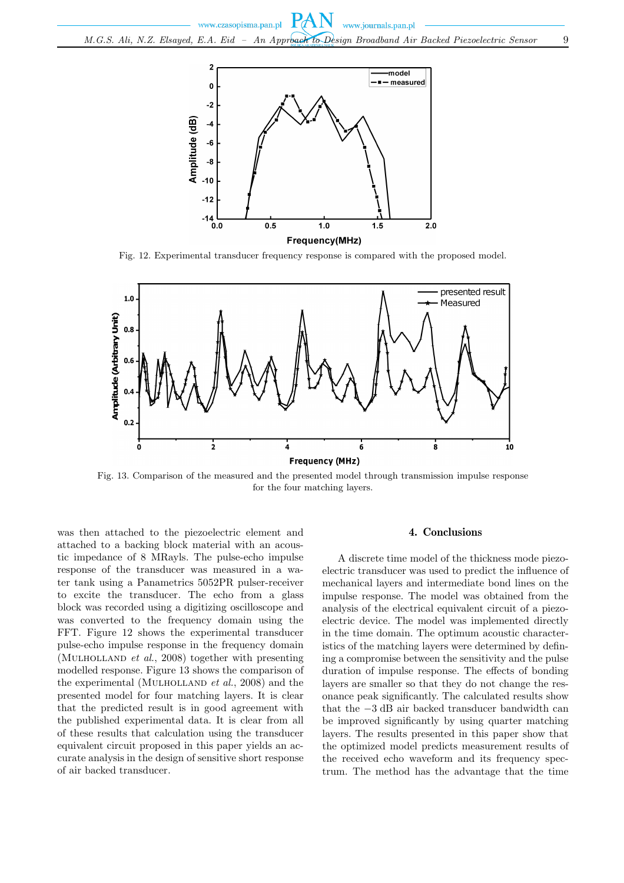Fig. 12. Experimental transducer frequency response is compared with the proposed model.

Fig. 13. Comparison of the measured and the presented model through transmission impulse response for the four matching layers.

was then attached to the piezoelectric element and attached to a backing block material with an acoustic impedance of 8 MRayls. The pulse-echo impulse response of the transducer was measured in a water tank using a Panametrics 5052PR pulser-receiver to excite the transducer. The echo from a glass block was recorded using a digitizing oscilloscope and was converted to the frequency domain using the FFT. Figure 12 shows the experimental transducer pulse-echo impulse response in the frequency domain (Mulholland *et al.*, 2008) together with presenting modelled response. Figure 13 shows the comparison of the experimental (Mulholland *et al.*, 2008) and the presented model for four matching layers. It is clear that the predicted result is in good agreement with the published experimental data. It is clear from all of these results that calculation using the transducer equivalent circuit proposed in this paper yields an accurate analysis in the design of sensitive short response of air backed transducer.

## 4. Conclusions

A discrete time model of the thickness mode piezoelectric transducer was used to predict the influence of mechanical layers and intermediate bond lines on the impulse response. The model was obtained from the analysis of the electrical equivalent circuit of a piezoelectric device. The model was implemented directly in the time domain. The optimum acoustic characteristics of the matching layers were determined by defining a compromise between the sensitivity and the pulse duration of impulse response. The effects of bonding layers are smaller so that they do not change the resonance peak significantly. The calculated results show that the $-3$ dB air backed transducer bandwidth can be improved significantly by using quarter matching layers. The results presented in this paper show that the optimized model predicts measurement results of the received echo waveform and its frequency spectrum. The method has the advantage that the time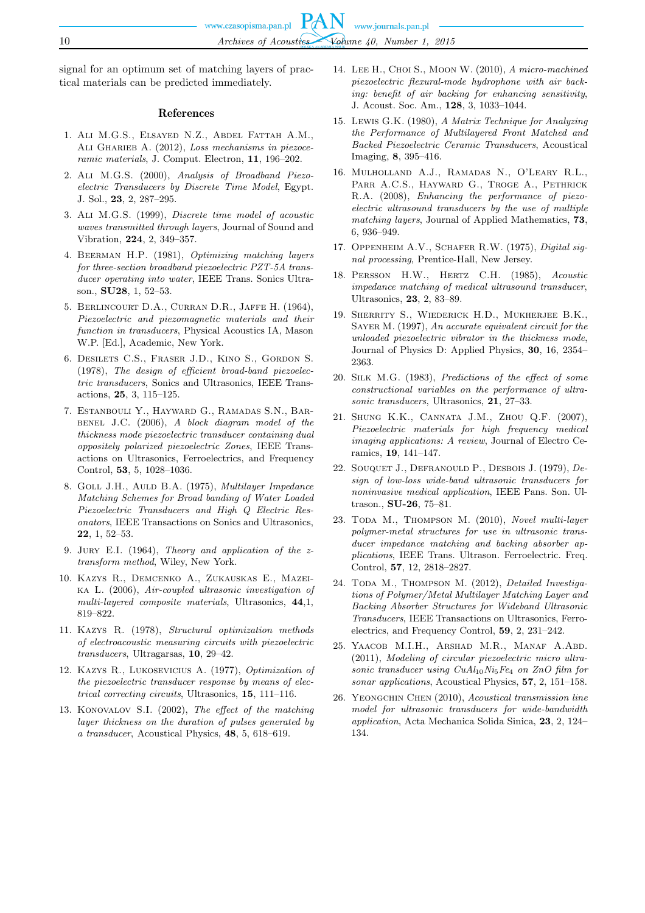signal for an optimum set of matching layers of practical materials can be predicted immediately.

## References

1. Ali M.G.S., Elsayed N.Z., Abdel Fattah A.M., Ali Gharieb A. (2012), *Loss mechanisms in piezoceramic materials*, J. Comput. Electron, **11**, 196–202.
2. Ali M.G.S. (2000), *Analysis of Broadband Piezoelectric Transducers by Discrete Time Model*, Egypt. J. Sol., **23**, 2, 287–295.
3. Ali M.G.S. (1999), *Discrete time model of acoustic waves transmitted through layers*, Journal of Sound and Vibration, **224**, 2, 349–357.
4. Beerman H.P. (1981), *Optimizing matching layers for three-section broadband piezoelectric PZT-5A transducer operating into water*, IEEE Trans. Sonics Ultrason., **SU28**, 1, 52–53.
5. Berlincourt D.A., Curran D.R., Jaffe H. (1964), *Piezoelectric and piezomagnetic materials and their function in transducers*, Physical Acoustics IA, Mason W.P. [Ed.], Academic, New York.
6. Desilets C.S., Fraser J.D., Kino S., Gordon S. (1978), *The design of efficient broad-band piezoelectric transducers*, Sonics and Ultrasonics, IEEE Transactions, **25**, 3, 115–125.
7. Estanbouli Y., Hayward G., Ramadas S.N., Barbenel J.C. (2006), *A block diagram model of the thickness mode piezoelectric transducer containing dual oppositely polarized piezoelectric Zones*, IEEE Transactions on Ultrasonics, Ferroelectrics, and Frequency Control, **53**, 5, 1028–1036.
8. Goll J.H., Auld B.A. (1975), *Multilayer Impedance Matching Schemes for Broad banding of Water Loaded Piezoelectric Transducers and High Q Electric Resonators*, IEEE Transactions on Sonics and Ultrasonics, **22**, 1, 52–53.
9. Jury E.I. (1964), *Theory and application of the z-transform method*, Wiley, New York.
10. Kazys R., Demcenko A., Zukauskas E., Mazeika L. (2006), *Air-coupled ultrasonic investigation of multi-layered composite materials*, Ultrasonics, **44**,1, 819–822.
11. Kazys R. (1978), *Structural optimization methods of electroacoustic measuring circuits with piezoelectric transducers*, Ultragarsas, **10**, 29–42.
12. Kazys R., Lukosevicius A. (1977), *Optimization of the piezoelectric transducer response by means of electrical correcting circuits*, Ultrasonics, **15**, 111–116.
13. Konovalov S.I. (2002), *The effect of the matching layer thickness on the duration of pulses generated by a transducer*, Acoustical Physics, **48**, 5, 618–619.
14. Lee H., Choi S., Moon W. (2010), *A micro-machined piezoelectric flexural-mode hydrophone with air backing: benefit of air backing for enhancing sensitivity*, J. Acoust. Soc. Am., **128**, 3, 1033–1044.
15. Lewis G.K. (1980), *A Matrix Technique for Analyzing the Performance of Multilayered Front Matched and Backed Piezoelectric Ceramic Transducers*, Acoustical Imaging, **8**, 395–416.
16. Mulholland A.J., Ramadas N., O'Leary R.L., Parr A.C.S., Hayward G., Troge A., Pethrick R.A. (2008), *Enhancing the performance of piezoelectric ultrasound transducers by the use of multiple matching layers*, Journal of Applied Mathematics, **73**, 6, 936–949.
17. Oppenheim A.V., Schafer R.W. (1975), *Digital signal processing*, Prentice-Hall, New Jersey.
18. Persson H.W., Hertz C.H. (1985), *Acoustic impedance matching of medical ultrasound transducer*, Ultrasonics, **23**, 2, 83–89.
19. Sherrity S., Wiederick H.D., Mukherjee B.K., Sayer M. (1997), *An accurate equivalent circuit for the unloaded piezoelectric vibrator in the thickness mode*, Journal of Physics D: Applied Physics, **30**, 16, 2354–2363.
20. Silk M.G. (1983), *Predictions of the effect of some constructional variables on the performance of ultrasonic transducers*, Ultrasonics, **21**, 27–33.
21. Shung K.K., Cannata J.M., Zhou Q.F. (2007), *Piezoelectric materials for high frequency medical imaging applications: A review*, Journal of Electro Ceramics, **19**, 141–147.
22. Souquet J., Defranould P., Desbois J. (1979), *Design of low-loss wide-band ultrasonic transducers for noninvasive medical application*, IEEE Pans. Son. Ultrason., **SU-26**, 75–81.
23. Toda M., Thompson M. (2010), *Novel multi-layer polymer-metal structures for use in ultrasonic transducer impedance matching and backing absorber applications*, IEEE Trans. Ultrason. Ferroelectr. Freq. Control, **57**, 12, 2818–2827.
24. Toda M., Thompson M. (2012), *Detailed Investigations of Polymer/Metal Multilayer Matching Layer and Backing Absorber Structures for Wideband Ultrasonic Transducers*, IEEE Transactions on Ultrasonics, Ferroelectrics, and Frequency Control, **59**, 2, 231–242.
25. Yaacob M.I.H., Arshad M.R., Manaf A.Abd. (2011), *Modeling of circular piezoelectric micro ultrasonic transducer using $CuAl_{10}Ni_5Fe_4$ on ZnO film for sonar applications*, Acoustical Physics, **57**, 2, 151–158.
26. Yeongchin Chen (2010), *Acoustical transmission line model for ultrasonic transducers for wide-bandwidth application*, Acta Mechanica Solida Sinica, **23**, 2, 124–134.